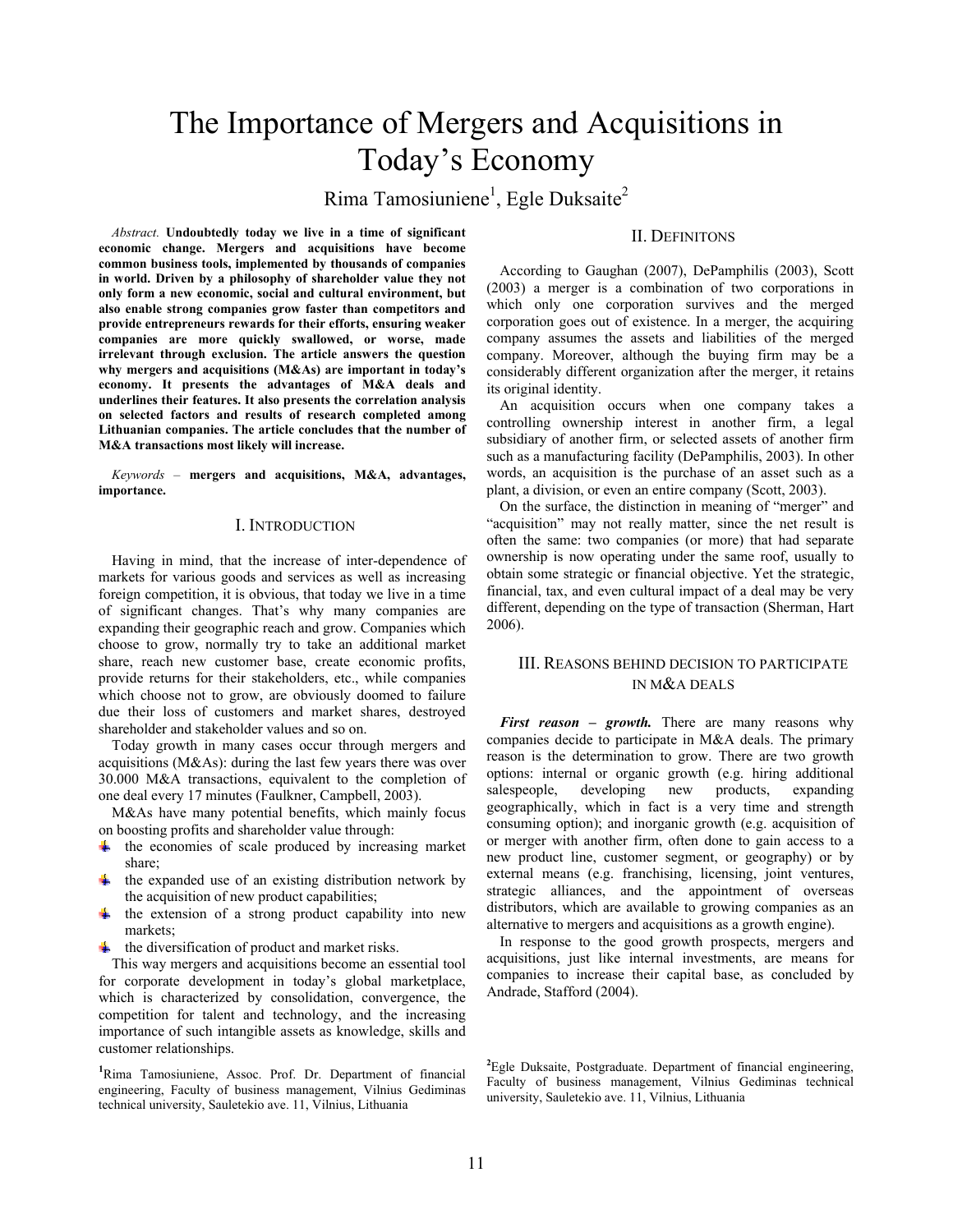# The Importance of Mergers and Acquisitions in Today's Economy

Rima Tamosiuniene[1], Egle Duksaite[2]

*Abstract.* **Undoubtedly today we live in a time of significant economic change. Mergers and acquisitions have become common business tools, implemented by thousands of companies in world. Driven by a philosophy of shareholder value they not only form a new economic, social and cultural environment, but also enable strong companies grow faster than competitors and provide entrepreneurs rewards for their efforts, ensuring weaker companies are more quickly swallowed, or worse, made irrelevant through exclusion. The article answers the question why mergers and acquisitions (M&As) are important in today's economy. It presents the advantages of M&A deals and underlines their features. It also presents the correlation analysis on selected factors and results of research completed among Lithuanian companies. The article concludes that the number of M&A transactions most likely will increase.**

*Keywords* – **mergers and acquisitions, M&A, advantages, importance.**

## I. Introduction

Having in mind, that the increase of inter-dependence of markets for various goods and services as well as increasing foreign competition, it is obvious, that today we live in a time of significant changes. That's why many companies are expanding their geographic reach and grow. Companies which choose to grow, normally try to take an additional market share, reach new customer base, create economic profits, provide returns for their stakeholders, etc., while companies which choose not to grow, are obviously doomed to failure due their loss of customers and market shares, destroyed shareholder and stakeholder values and so on.

Today growth in many cases occur through mergers and acquisitions (M&As): during the last few years there was over 30.000 M&A transactions, equivalent to the completion of one deal every 17 minutes (Faulkner, Campbell, 2003).

M&As have many potential benefits, which mainly focus on boosting profits and shareholder value through:

- the economies of scale produced by increasing market share;
- the expanded use of an existing distribution network by the acquisition of new product capabilities;
- the extension of a strong product capability into new markets;
- the diversification of product and market risks.

This way mergers and acquisitions become an essential tool for corporate development in today's global marketplace, which is characterized by consolidation, convergence, the competition for talent and technology, and the increasing importance of such intangible assets as knowledge, skills and customer relationships.

## II. Definitons

According to Gaughan (2007), DePamphilis (2003), Scott (2003) a merger is a combination of two corporations in which only one corporation survives and the merged corporation goes out of existence. In a merger, the acquiring company assumes the assets and liabilities of the merged company. Moreover, although the buying firm may be a considerably different organization after the merger, it retains its original identity.

An acquisition occurs when one company takes a controlling ownership interest in another firm, a legal subsidiary of another firm, or selected assets of another firm such as a manufacturing facility (DePamphilis, 2003). In other words, an acquisition is the purchase of an asset such as a plant, a division, or even an entire company (Scott, 2003).

On the surface, the distinction in meaning of "merger" and "acquisition" may not really matter, since the net result is often the same: two companies (or more) that had separate ownership is now operating under the same roof, usually to obtain some strategic or financial objective. Yet the strategic, financial, tax, and even cultural impact of a deal may be very different, depending on the type of transaction (Sherman, Hart 2006).

## III. Reasons behind decision to participate in M&A deals

***First reason – growth.*** There are many reasons why companies decide to participate in M&A deals. The primary reason is the determination to grow. There are two growth options: internal or organic growth (e.g. hiring additional salespeople, developing new products, expanding geographically, which in fact is a very time and strength consuming option); and inorganic growth (e.g. acquisition of or merger with another firm, often done to gain access to a new product line, customer segment, or geography) or by external means (e.g. franchising, licensing, joint ventures, strategic alliances, and the appointment of overseas distributors, which are available to growing companies as an alternative to mergers and acquisitions as a growth engine).

In response to the good growth prospects, mergers and acquisitions, just like internal investments, are means for companies to increase their capital base, as concluded by Andrade, Stafford (2004).

[1]Rima Tamosiuniene, Assoc. Prof. Dr. Department of financial engineering, Faculty of business management, Vilnius Gediminas technical university, Sauletekio ave. 11, Vilnius, Lithuania

[2]Egle Duksaite, Postgraduate. Department of financial engineering, Faculty of business management, Vilnius Gediminas technical university, Sauletekio ave. 11, Vilnius, Lithuania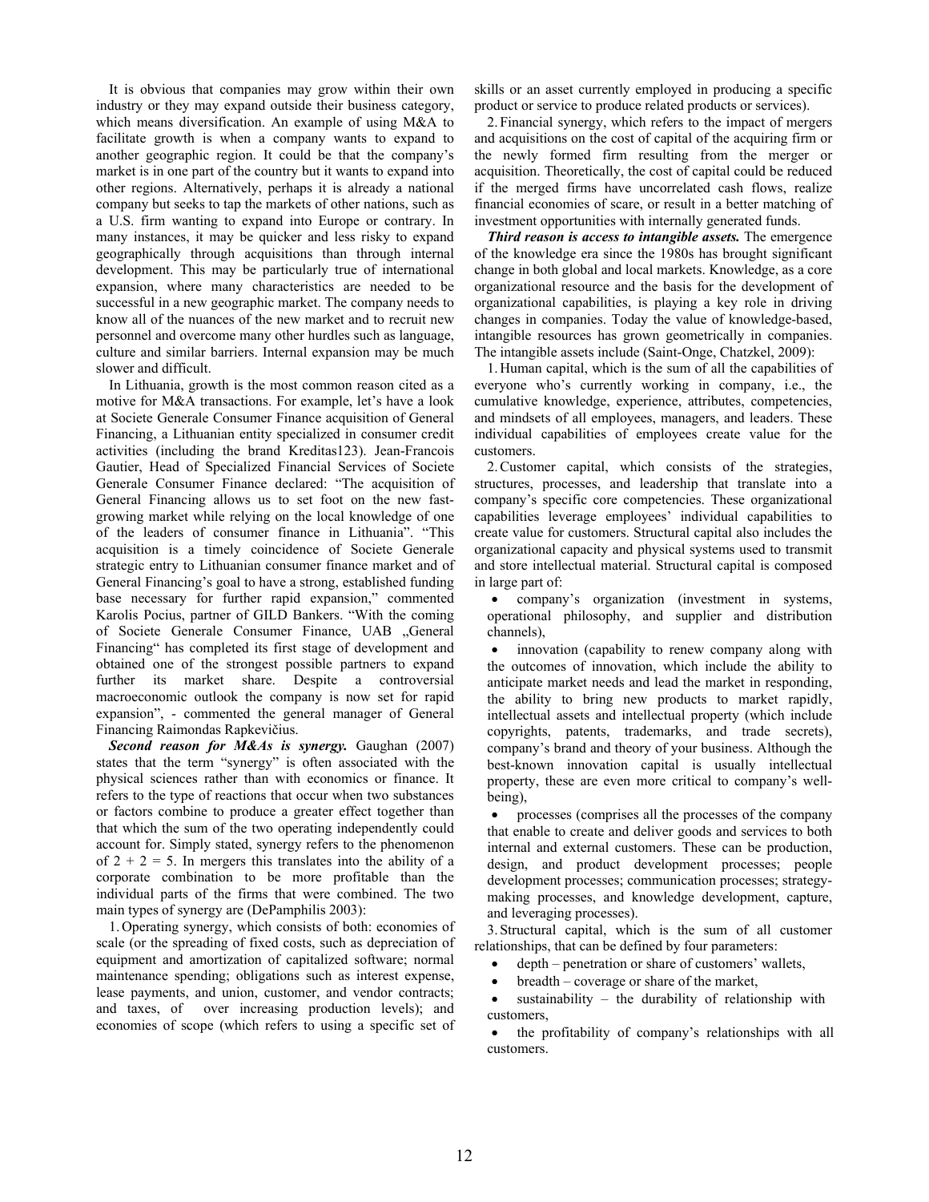It is obvious that companies may grow within their own industry or they may expand outside their business category, which means diversification. An example of using M&A to facilitate growth is when a company wants to expand to another geographic region. It could be that the company's market is in one part of the country but it wants to expand into other regions. Alternatively, perhaps it is already a national company but seeks to tap the markets of other nations, such as a U.S. firm wanting to expand into Europe or contrary. In many instances, it may be quicker and less risky to expand geographically through acquisitions than through internal development. This may be particularly true of international expansion, where many characteristics are needed to be successful in a new geographic market. The company needs to know all of the nuances of the new market and to recruit new personnel and overcome many other hurdles such as language, culture and similar barriers. Internal expansion may be much slower and difficult.

In Lithuania, growth is the most common reason cited as a motive for M&A transactions. For example, let's have a look at Societe Generale Consumer Finance acquisition of General Financing, a Lithuanian entity specialized in consumer credit activities (including the brand Kreditas123). Jean-Francois Gautier, Head of Specialized Financial Services of Societe Generale Consumer Finance declared: "The acquisition of General Financing allows us to set foot on the new fast-growing market while relying on the local knowledge of one of the leaders of consumer finance in Lithuania". "This acquisition is a timely coincidence of Societe Generale strategic entry to Lithuanian consumer finance market and of General Financing's goal to have a strong, established funding base necessary for further rapid expansion," commented Karolis Pocius, partner of GILD Bankers. "With the coming of Societe Generale Consumer Finance, UAB „General Financing" has completed its first stage of development and obtained one of the strongest possible partners to expand further its market share. Despite a controversial macroeconomic outlook the company is now set for rapid expansion", - commented the general manager of General Financing Raimondas Rapkevičius.

***Second reason for M&As is synergy.*** Gaughan (2007) states that the term "synergy" is often associated with the physical sciences rather than with economics or finance. It refers to the type of reactions that occur when two substances or factors combine to produce a greater effect together than that which the sum of the two operating independently could account for. Simply stated, synergy refers to the phenomenon of 2 + 2 = 5. In mergers this translates into the ability of a corporate combination to be more profitable than the individual parts of the firms that were combined. The two main types of synergy are (DePamphilis 2003):

1. Operating synergy, which consists of both: economies of scale (or the spreading of fixed costs, such as depreciation of equipment and amortization of capitalized software; normal maintenance spending; obligations such as interest expense, lease payments, and union, customer, and vendor contracts; and taxes, of over increasing production levels); and economies of scope (which refers to using a specific set of skills or an asset currently employed in producing a specific product or service to produce related products or services).

2. Financial synergy, which refers to the impact of mergers and acquisitions on the cost of capital of the acquiring firm or the newly formed firm resulting from the merger or acquisition. Theoretically, the cost of capital could be reduced if the merged firms have uncorrelated cash flows, realize financial economies of scare, or result in a better matching of investment opportunities with internally generated funds.

***Third reason is access to intangible assets.*** The emergence of the knowledge era since the 1980s has brought significant change in both global and local markets. Knowledge, as a core organizational resource and the basis for the development of organizational capabilities, is playing a key role in driving changes in companies. Today the value of knowledge-based, intangible resources has grown geometrically in companies. The intangible assets include (Saint-Onge, Chatzkel, 2009):

1. Human capital, which is the sum of all the capabilities of everyone who's currently working in company, i.e., the cumulative knowledge, experience, attributes, competencies, and mindsets of all employees, managers, and leaders. These individual capabilities of employees create value for the customers.

2. Customer capital, which consists of the strategies, structures, processes, and leadership that translate into a company's specific core competencies. These organizational capabilities leverage employees' individual capabilities to create value for customers. Structural capital also includes the organizational capacity and physical systems used to transmit and store intellectual material. Structural capital is composed in large part of:

- company's organization (investment in systems, operational philosophy, and supplier and distribution channels),
- innovation (capability to renew company along with the outcomes of innovation, which include the ability to anticipate market needs and lead the market in responding, the ability to bring new products to market rapidly, intellectual assets and intellectual property (which include copyrights, patents, trademarks, and trade secrets), company's brand and theory of your business. Although the best-known innovation capital is usually intellectual property, these are even more critical to company's well-being),
- processes (comprises all the processes of the company that enable to create and deliver goods and services to both internal and external customers. These can be production, design, and product development processes; people development processes; communication processes; strategy-making processes, and knowledge development, capture, and leveraging processes).

3. Structural capital, which is the sum of all customer relationships, that can be defined by four parameters:

- depth – penetration or share of customers' wallets,
- breadth – coverage or share of the market,
- sustainability – the durability of relationship with customers,
- the profitability of company's relationships with all customers.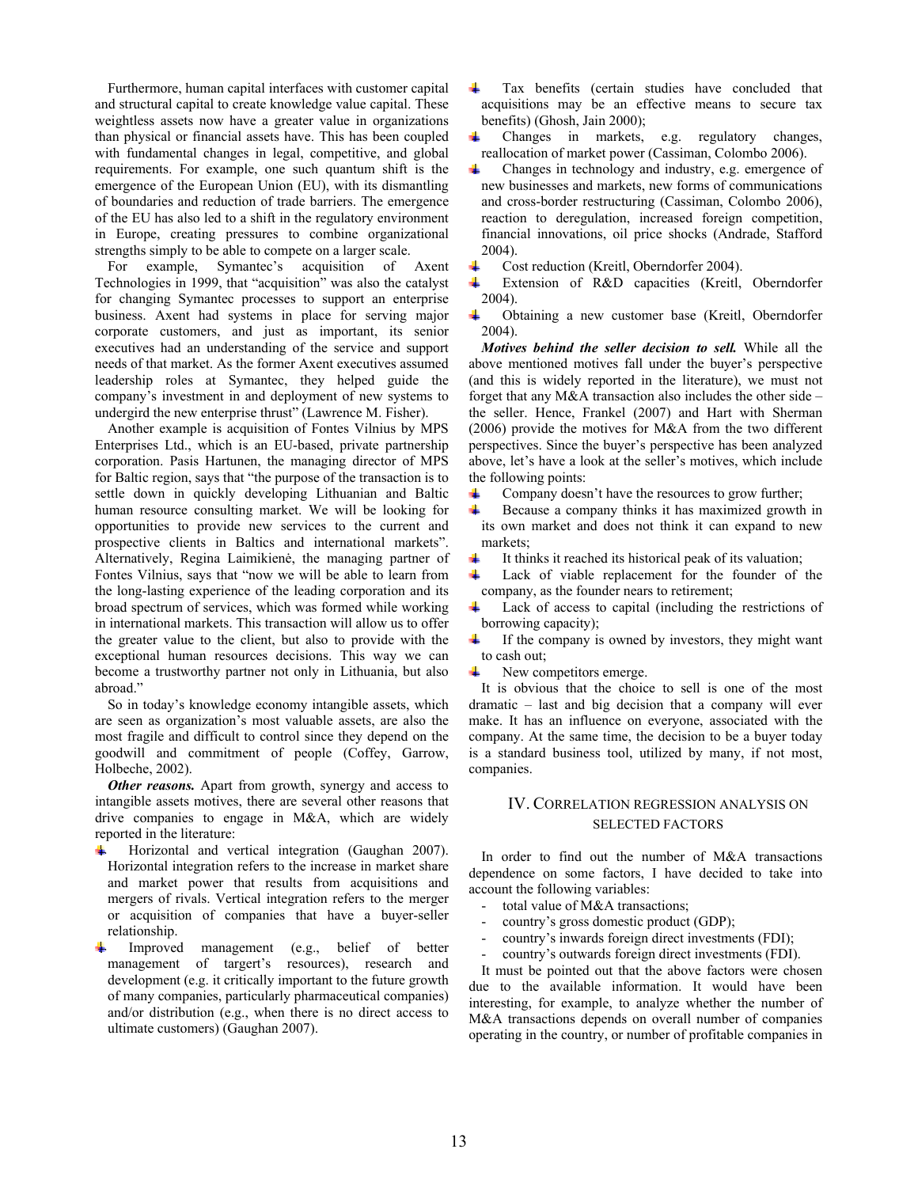Furthermore, human capital interfaces with customer capital and structural capital to create knowledge value capital. These weightless assets now have a greater value in organizations than physical or financial assets have. This has been coupled with fundamental changes in legal, competitive, and global requirements. For example, one such quantum shift is the emergence of the European Union (EU), with its dismantling of boundaries and reduction of trade barriers. The emergence of the EU has also led to a shift in the regulatory environment in Europe, creating pressures to combine organizational strengths simply to be able to compete on a larger scale.

For example, Symantec's acquisition of Axent Technologies in 1999, that "acquisition" was also the catalyst for changing Symantec processes to support an enterprise business. Axent had systems in place for serving major corporate customers, and just as important, its senior executives had an understanding of the service and support needs of that market. As the former Axent executives assumed leadership roles at Symantec, they helped guide the company's investment in and deployment of new systems to undergird the new enterprise thrust" (Lawrence M. Fisher).

Another example is acquisition of Fontes Vilnius by MPS Enterprises Ltd., which is an EU-based, private partnership corporation. Pasis Hartunen, the managing director of MPS for Baltic region, says that "the purpose of the transaction is to settle down in quickly developing Lithuanian and Baltic human resource consulting market. We will be looking for opportunities to provide new services to the current and prospective clients in Baltics and international markets". Alternatively, Regina Laimikienė, the managing partner of Fontes Vilnius, says that "now we will be able to learn from the long-lasting experience of the leading corporation and its broad spectrum of services, which was formed while working in international markets. This transaction will allow us to offer the greater value to the client, but also to provide with the exceptional human resources decisions. This way we can become a trustworthy partner not only in Lithuania, but also abroad."

So in today's knowledge economy intangible assets, which are seen as organization's most valuable assets, are also the most fragile and difficult to control since they depend on the goodwill and commitment of people (Coffey, Garrow, Holbeche, 2002).

***Other reasons.*** Apart from growth, synergy and access to intangible assets motives, there are several other reasons that drive companies to engage in M&A, which are widely reported in the literature:

- Horizontal and vertical integration (Gaughan 2007). Horizontal integration refers to the increase in market share and market power that results from acquisitions and mergers of rivals. Vertical integration refers to the merger or acquisition of companies that have a buyer-seller relationship.
- Improved management (e.g., belief of better management of targert's resources), research and development (e.g. it critically important to the future growth of many companies, particularly pharmaceutical companies) and/or distribution (e.g., when there is no direct access to ultimate customers) (Gaughan 2007).
- Tax benefits (certain studies have concluded that acquisitions may be an effective means to secure tax benefits) (Ghosh, Jain 2000);
- Changes in markets, e.g. regulatory changes, reallocation of market power (Cassiman, Colombo 2006).
- Changes in technology and industry, e.g. emergence of new businesses and markets, new forms of communications and cross-border restructuring (Cassiman, Colombo 2006), reaction to deregulation, increased foreign competition, financial innovations, oil price shocks (Andrade, Stafford 2004).
- Cost reduction (Kreitl, Oberndorfer 2004).
- Extension of R&D capacities (Kreitl, Oberndorfer 2004).
- Obtaining a new customer base (Kreitl, Oberndorfer 2004).

***Motives behind the seller decision to sell.*** While all the above mentioned motives fall under the buyer's perspective (and this is widely reported in the literature), we must not forget that any M&A transaction also includes the other side – the seller. Hence, Frankel (2007) and Hart with Sherman (2006) provide the motives for M&A from the two different perspectives. Since the buyer's perspective has been analyzed above, let's have a look at the seller's motives, which include the following points:

- Company doesn't have the resources to grow further;
- Because a company thinks it has maximized growth in its own market and does not think it can expand to new markets;
- It thinks it reached its historical peak of its valuation;
- Lack of viable replacement for the founder of the company, as the founder nears to retirement;
- Lack of access to capital (including the restrictions of borrowing capacity);
- If the company is owned by investors, they might want to cash out;
- New competitors emerge.

It is obvious that the choice to sell is one of the most dramatic – last and big decision that a company will ever make. It has an influence on everyone, associated with the company. At the same time, the decision to be a buyer today is a standard business tool, utilized by many, if not most, companies.

## IV. Correlation regression analysis on selected factors

In order to find out the number of M&A transactions dependence on some factors, I have decided to take into account the following variables:

- total value of M&A transactions;
- country's gross domestic product (GDP);
- country's inwards foreign direct investments (FDI);
- country's outwards foreign direct investments (FDI).

It must be pointed out that the above factors were chosen due to the available information. It would have been interesting, for example, to analyze whether the number of M&A transactions depends on overall number of companies operating in the country, or number of profitable companies in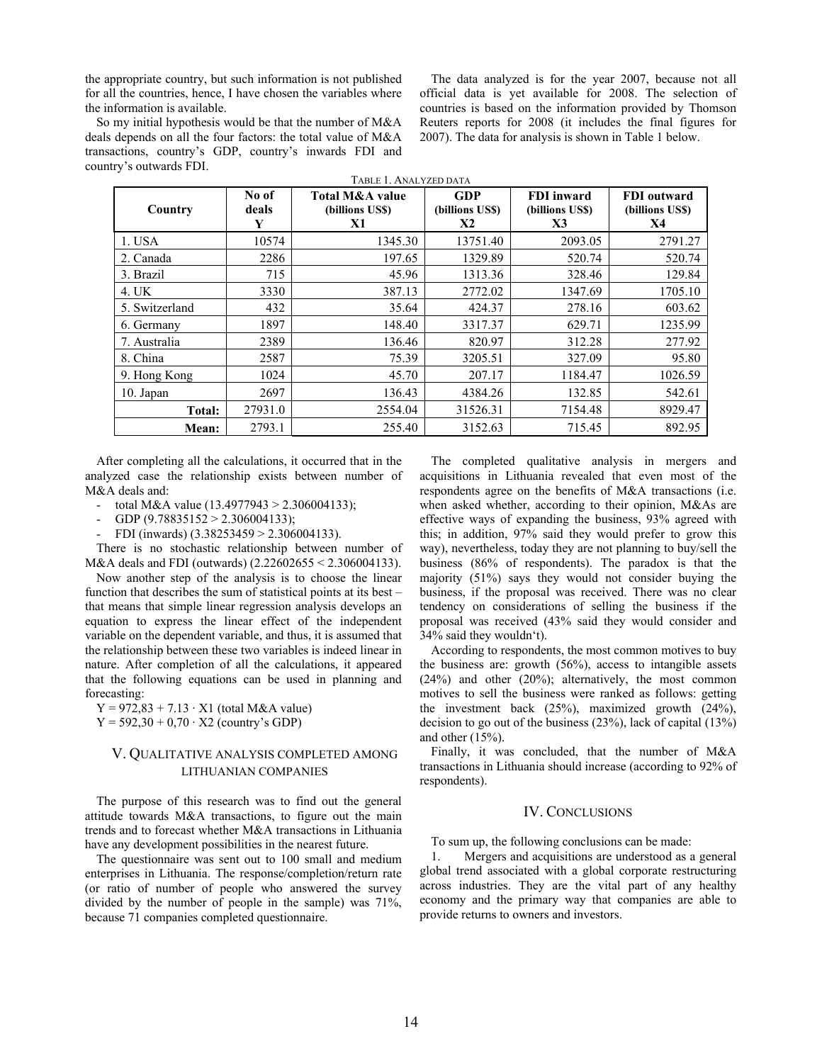the appropriate country, but such information is not published for all the countries, hence, I have chosen the variables where the information is available.

So my initial hypothesis would be that the number of M&A deals depends on all the four factors: the total value of M&A transactions, country's GDP, country's inwards FDI and country's outwards FDI.

The data analyzed is for the year 2007, because not all official data is yet available for 2008. The selection of countries is based on the information provided by Thomson Reuters reports for 2008 (it includes the final figures for 2007). The data for analysis is shown in Table 1 below.

TABLE 1. ANALYZED DATA

| Country | No of deals Y | Total M&A value (billions US$) X1 | GDP (billions US$) X2 | FDI inward (billions US$) X3 | FDI outward (billions US$) X4 |
|---|---|---|---|---|---|
| 1. USA | 10574 | 1345.30 | 13751.40 | 2093.05 | 2791.27 |
| 2. Canada | 2286 | 197.65 | 1329.89 | 520.74 | 520.74 |
| 3. Brazil | 715 | 45.96 | 1313.36 | 328.46 | 129.84 |
| 4. UK | 3330 | 387.13 | 2772.02 | 1347.69 | 1705.10 |
| 5. Switzerland | 432 | 35.64 | 424.37 | 278.16 | 603.62 |
| 6. Germany | 1897 | 148.40 | 3317.37 | 629.71 | 1235.99 |
| 7. Australia | 2389 | 136.46 | 820.97 | 312.28 | 277.92 |
| 8. China | 2587 | 75.39 | 3205.51 | 327.09 | 95.80 |
| 9. Hong Kong | 1024 | 45.70 | 207.17 | 1184.47 | 1026.59 |
| 10. Japan | 2697 | 136.43 | 4384.26 | 132.85 | 542.61 |
| **Total:** | 27931.0 | 2554.04 | 31526.31 | 7154.48 | 8929.47 |
| **Mean:** | 2793.1 | 255.40 | 3152.63 | 715.45 | 892.95 |

After completing all the calculations, it occurred that in the analyzed case the relationship exists between number of M&A deals and:

- total M&A value (13.4977943 > 2.306004133);
- GDP (9.78835152 > 2.306004133);
- FDI (inwards) (3.38253459 > 2.306004133).

There is no stochastic relationship between number of M&A deals and FDI (outwards) (2.22602655 < 2.306004133).

Now another step of the analysis is to choose the linear function that describes the sum of statistical points at its best – that means that simple linear regression analysis develops an equation to express the linear effect of the independent variable on the dependent variable, and thus, it is assumed that the relationship between these two variables is indeed linear in nature. After completion of all the calculations, it appeared that the following equations can be used in planning and forecasting:

$Y = 972{,}83 + 7.13 \cdot X1$ (total M&A value)

$Y = 592{,}30 + 0{,}70 \cdot X2$ (country's GDP)

## V. QUALITATIVE ANALYSIS COMPLETED AMONG LITHUANIAN COMPANIES

The purpose of this research was to find out the general attitude towards M&A transactions, to figure out the main trends and to forecast whether M&A transactions in Lithuania have any development possibilities in the nearest future.

The questionnaire was sent out to 100 small and medium enterprises in Lithuania. The response/completion/return rate (or ratio of number of people who answered the survey divided by the number of people in the sample) was 71%, because 71 companies completed questionnaire.

The completed qualitative analysis in mergers and acquisitions in Lithuania revealed that even most of the respondents agree on the benefits of M&A transactions (i.e. when asked whether, according to their opinion, M&As are effective ways of expanding the business, 93% agreed with this; in addition, 97% said they would prefer to grow this way), nevertheless, today they are not planning to buy/sell the business (86% of respondents). The paradox is that the majority (51%) says they would not consider buying the business, if the proposal was received. There was no clear tendency on considerations of selling the business if the proposal was received (43% said they would consider and 34% said they wouldn't).

According to respondents, the most common motives to buy the business are: growth (56%), access to intangible assets (24%) and other (20%); alternatively, the most common motives to sell the business were ranked as follows: getting the investment back (25%), maximized growth (24%), decision to go out of the business (23%), lack of capital (13%) and other (15%).

Finally, it was concluded, that the number of M&A transactions in Lithuania should increase (according to 92% of respondents).

## IV. CONCLUSIONS

To sum up, the following conclusions can be made:

1. Mergers and acquisitions are understood as a general global trend associated with a global corporate restructuring across industries. They are the vital part of any healthy economy and the primary way that companies are able to provide returns to owners and investors.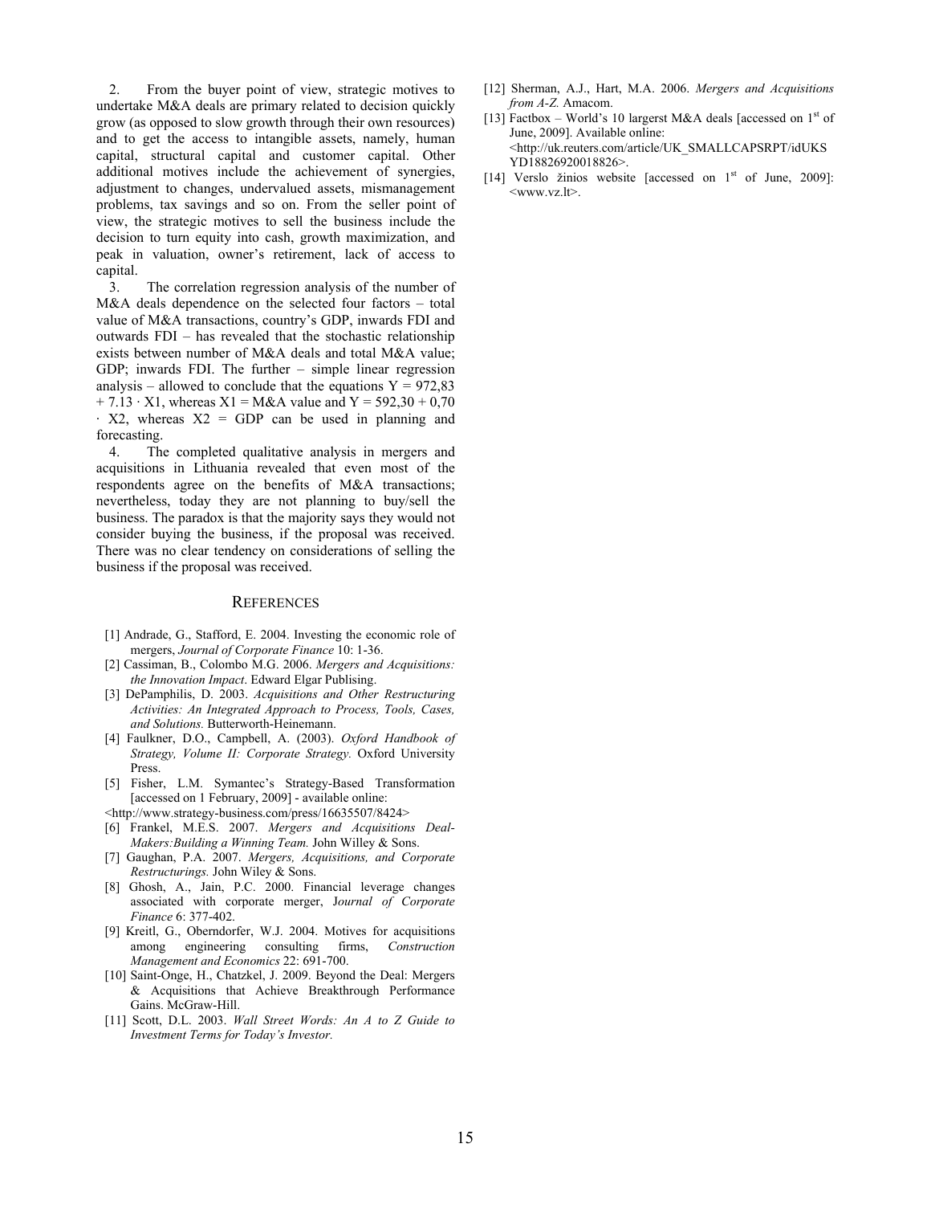2. From the buyer point of view, strategic motives to undertake M&A deals are primary related to decision quickly grow (as opposed to slow growth through their own resources) and to get the access to intangible assets, namely, human capital, structural capital and customer capital. Other additional motives include the achievement of synergies, adjustment to changes, undervalued assets, mismanagement problems, tax savings and so on. From the seller point of view, the strategic motives to sell the business include the decision to turn equity into cash, growth maximization, and peak in valuation, owner's retirement, lack of access to capital.

3. The correlation regression analysis of the number of M&A deals dependence on the selected four factors – total value of M&A transactions, country's GDP, inwards FDI and outwards FDI – has revealed that the stochastic relationship exists between number of M&A deals and total M&A value; GDP; inwards FDI. The further – simple linear regression analysis – allowed to conclude that the equations $Y = 972{,}83 + 7.13 \cdot X1$, whereas $X1$ = M&A value and $Y = 592{,}30 + 0{,}70 \cdot X2$, whereas $X2$ = GDP can be used in planning and forecasting.

4. The completed qualitative analysis in mergers and acquisitions in Lithuania revealed that even most of the respondents agree on the benefits of M&A transactions; nevertheless, today they are not planning to buy/sell the business. The paradox is that the majority says they would not consider buying the business, if the proposal was received. There was no clear tendency on considerations of selling the business if the proposal was received.

## REFERENCES

[1] Andrade, G., Stafford, E. 2004. Investing the economic role of mergers, *Journal of Corporate Finance* 10: 1-36.

[2] Cassiman, B., Colombo M.G. 2006. *Mergers and Acquisitions: the Innovation Impact*. Edward Elgar Publising.

[3] DePamphilis, D. 2003. *Acquisitions and Other Restructuring Activities: An Integrated Approach to Process, Tools, Cases, and Solutions.* Butterworth-Heinemann.

[4] Faulkner, D.O., Campbell, A. (2003). *Oxford Handbook of Strategy, Volume II: Corporate Strategy.* Oxford University Press.

[5] Fisher, L.M. Symantec's Strategy-Based Transformation [accessed on 1 February, 2009] - available online: <http://www.strategy-business.com/press/16635507/8424>

[6] Frankel, M.E.S. 2007. *Mergers and Acquisitions Deal-Makers:Building a Winning Team.* John Willey & Sons.

[7] Gaughan, P.A. 2007. *Mergers, Acquisitions, and Corporate Restructurings.* John Wiley & Sons.

[8] Ghosh, A., Jain, P.C. 2000. Financial leverage changes associated with corporate merger, J*ournal of Corporate Finance* 6: 377-402.

[9] Kreitl, G., Oberndorfer, W.J. 2004. Motives for acquisitions among engineering consulting firms, *Construction Management and Economics* 22: 691-700.

[10] Saint-Onge, H., Chatzkel, J. 2009. Beyond the Deal: Mergers & Acquisitions that Achieve Breakthrough Performance Gains. McGraw-Hill.

[11] Scott, D.L. 2003. *Wall Street Words: An A to Z Guide to Investment Terms for Today's Investor.*

[12] Sherman, A.J., Hart, M.A. 2006. *Mergers and Acquisitions from A-Z.* Amacom.

[13] Factbox – World's 10 largerst M&A deals [accessed on 1st of June, 2009]. Available online: <http://uk.reuters.com/article/UK_SMALLCAPSRPT/idUKSYD18826920018826>.

[14] Verslo žinios website [accessed on 1st of June, 2009]: <www.vz.lt>.